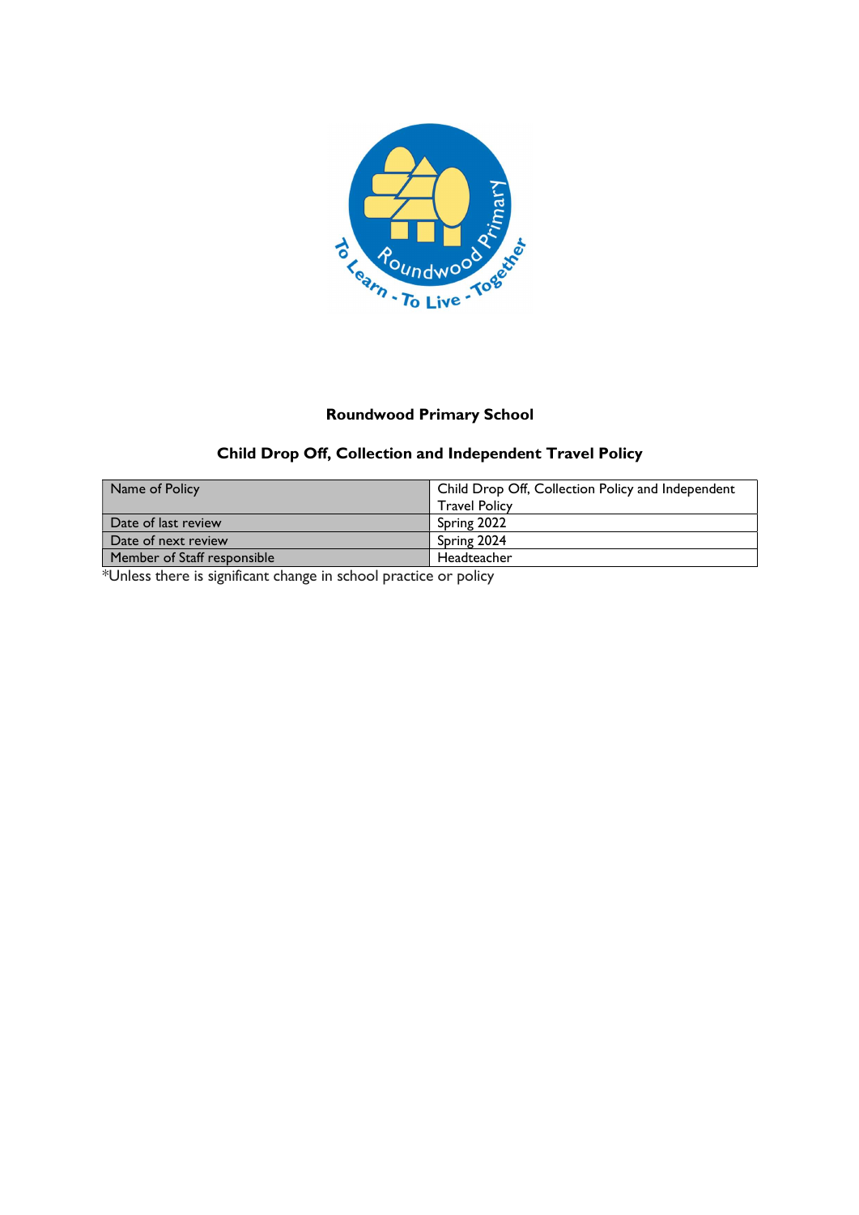# Roundwood Primary School

## Child Drop Off, Collection and Independent Travel Policy

| Name of Policy | Child Drop Off, Collection Policy and Independent Travel Policy |
| --- | --- |
| Date of last review | Spring 2022 |
| Date of next review | Spring 2024 |
| Member of Staff responsible | Headteacher |

*Unless there is significant change in school practice or policy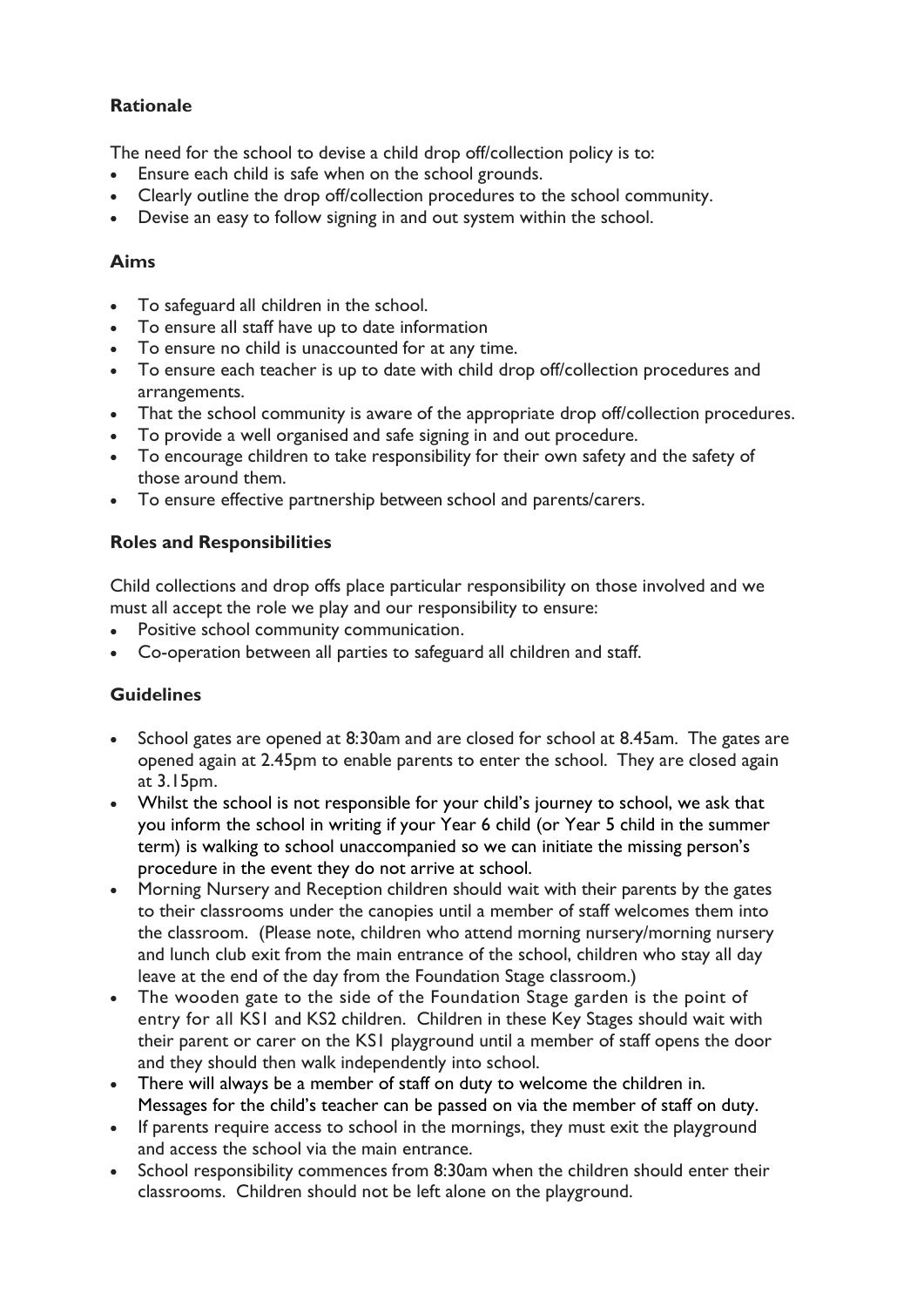## Rationale

The need for the school to devise a child drop off/collection policy is to:

- Ensure each child is safe when on the school grounds.
- Clearly outline the drop off/collection procedures to the school community.
- Devise an easy to follow signing in and out system within the school.

## Aims

- To safeguard all children in the school.
- To ensure all staff have up to date information
- To ensure no child is unaccounted for at any time.
- To ensure each teacher is up to date with child drop off/collection procedures and arrangements.
- That the school community is aware of the appropriate drop off/collection procedures.
- To provide a well organised and safe signing in and out procedure.
- To encourage children to take responsibility for their own safety and the safety of those around them.
- To ensure effective partnership between school and parents/carers.

## Roles and Responsibilities

Child collections and drop offs place particular responsibility on those involved and we must all accept the role we play and our responsibility to ensure:

- Positive school community communication.
- Co-operation between all parties to safeguard all children and staff.

## Guidelines

- School gates are opened at 8:30am and are closed for school at 8.45am. The gates are opened again at 2.45pm to enable parents to enter the school. They are closed again at 3.15pm.
- Whilst the school is not responsible for your child's journey to school, we ask that you inform the school in writing if your Year 6 child (or Year 5 child in the summer term) is walking to school unaccompanied so we can initiate the missing person's procedure in the event they do not arrive at school.
- Morning Nursery and Reception children should wait with their parents by the gates to their classrooms under the canopies until a member of staff welcomes them into the classroom. (Please note, children who attend morning nursery/morning nursery and lunch club exit from the main entrance of the school, children who stay all day leave at the end of the day from the Foundation Stage classroom.)
- The wooden gate to the side of the Foundation Stage garden is the point of entry for all KS1 and KS2 children. Children in these Key Stages should wait with their parent or carer on the KS1 playground until a member of staff opens the door and they should then walk independently into school.
- There will always be a member of staff on duty to welcome the children in. Messages for the child's teacher can be passed on via the member of staff on duty.
- If parents require access to school in the mornings, they must exit the playground and access the school via the main entrance.
- School responsibility commences from 8:30am when the children should enter their classrooms. Children should not be left alone on the playground.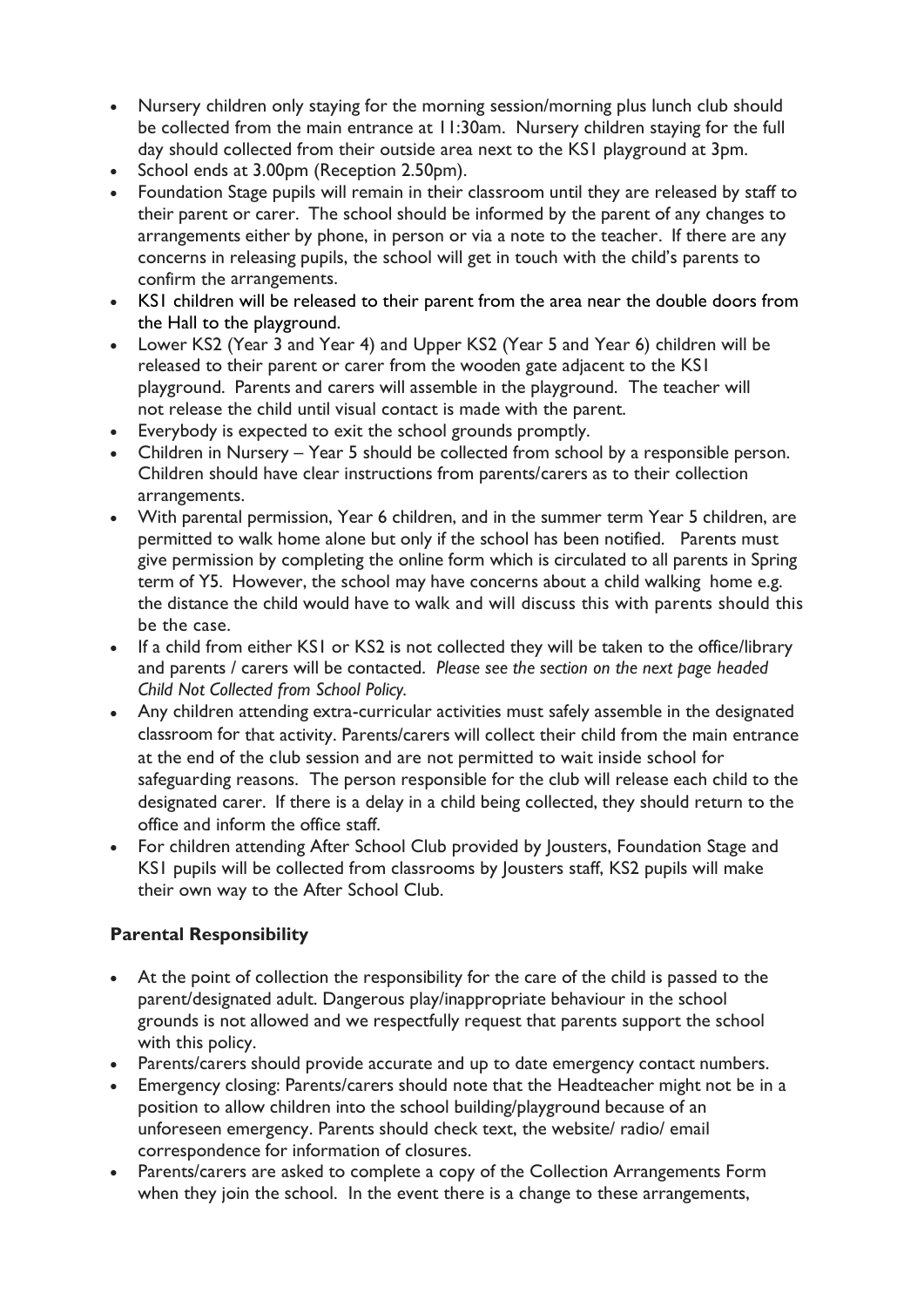- Nursery children only staying for the morning session/morning plus lunch club should be collected from the main entrance at 11:30am. Nursery children staying for the full day should collected from their outside area next to the KS1 playground at 3pm.
- School ends at 3.00pm (Reception 2.50pm).
- Foundation Stage pupils will remain in their classroom until they are released by staff to their parent or carer. The school should be informed by the parent of any changes to arrangements either by phone, in person or via a note to the teacher. If there are any concerns in releasing pupils, the school will get in touch with the child's parents to confirm the arrangements.
- KS1 children will be released to their parent from the area near the double doors from the Hall to the playground.
- Lower KS2 (Year 3 and Year 4) and Upper KS2 (Year 5 and Year 6) children will be released to their parent or carer from the wooden gate adjacent to the KS1 playground. Parents and carers will assemble in the playground. The teacher will not release the child until visual contact is made with the parent.
- Everybody is expected to exit the school grounds promptly.
- Children in Nursery – Year 5 should be collected from school by a responsible person. Children should have clear instructions from parents/carers as to their collection arrangements.
- With parental permission, Year 6 children, and in the summer term Year 5 children, are permitted to walk home alone but only if the school has been notified. Parents must give permission by completing the online form which is circulated to all parents in Spring term of Y5. However, the school may have concerns about a child walking home e.g. the distance the child would have to walk and will discuss this with parents should this be the case.
- If a child from either KS1 or KS2 is not collected they will be taken to the office/library and parents / carers will be contacted. *Please see the section on the next page headed Child Not Collected from School Policy.*
- Any children attending extra-curricular activities must safely assemble in the designated classroom for that activity. Parents/carers will collect their child from the main entrance at the end of the club session and are not permitted to wait inside school for safeguarding reasons. The person responsible for the club will release each child to the designated carer. If there is a delay in a child being collected, they should return to the office and inform the office staff.
- For children attending After School Club provided by Jousters, Foundation Stage and KS1 pupils will be collected from classrooms by Jousters staff, KS2 pupils will make their own way to the After School Club.

## Parental Responsibility

- At the point of collection the responsibility for the care of the child is passed to the parent/designated adult. Dangerous play/inappropriate behaviour in the school grounds is not allowed and we respectfully request that parents support the school with this policy.
- Parents/carers should provide accurate and up to date emergency contact numbers.
- Emergency closing: Parents/carers should note that the Headteacher might not be in a position to allow children into the school building/playground because of an unforeseen emergency. Parents should check text, the website/ radio/ email correspondence for information of closures.
- Parents/carers are asked to complete a copy of the Collection Arrangements Form when they join the school. In the event there is a change to these arrangements,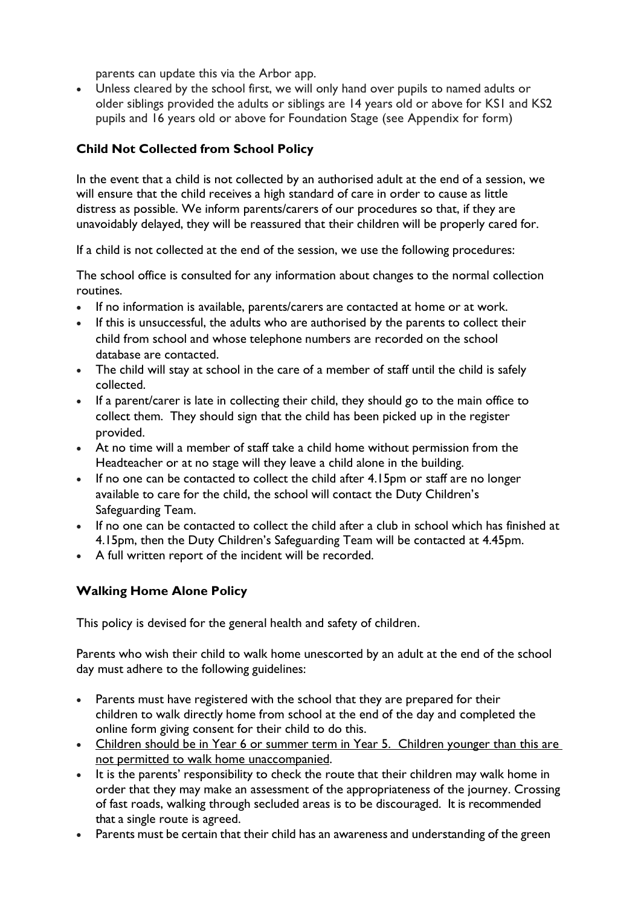parents can update this via the Arbor app.

- Unless cleared by the school first, we will only hand over pupils to named adults or older siblings provided the adults or siblings are 14 years old or above for KS1 and KS2 pupils and 16 years old or above for Foundation Stage (see Appendix for form)

### Child Not Collected from School Policy

In the event that a child is not collected by an authorised adult at the end of a session, we will ensure that the child receives a high standard of care in order to cause as little distress as possible. We inform parents/carers of our procedures so that, if they are unavoidably delayed, they will be reassured that their children will be properly cared for.

If a child is not collected at the end of the session, we use the following procedures:

The school office is consulted for any information about changes to the normal collection routines.

- If no information is available, parents/carers are contacted at home or at work.
- If this is unsuccessful, the adults who are authorised by the parents to collect their child from school and whose telephone numbers are recorded on the school database are contacted.
- The child will stay at school in the care of a member of staff until the child is safely collected.
- If a parent/carer is late in collecting their child, they should go to the main office to collect them. They should sign that the child has been picked up in the register provided.
- At no time will a member of staff take a child home without permission from the Headteacher or at no stage will they leave a child alone in the building.
- If no one can be contacted to collect the child after 4.15pm or staff are no longer available to care for the child, the school will contact the Duty Children's Safeguarding Team.
- If no one can be contacted to collect the child after a club in school which has finished at 4.15pm, then the Duty Children's Safeguarding Team will be contacted at 4.45pm.
- A full written report of the incident will be recorded.

### Walking Home Alone Policy

This policy is devised for the general health and safety of children.

Parents who wish their child to walk home unescorted by an adult at the end of the school day must adhere to the following guidelines:

- Parents must have registered with the school that they are prepared for their children to walk directly home from school at the end of the day and completed the online form giving consent for their child to do this.
- <u>Children should be in Year 6 or summer term in Year 5. Children younger than this are not permitted to walk home unaccompanied</u>.
- It is the parents' responsibility to check the route that their children may walk home in order that they may make an assessment of the appropriateness of the journey. Crossing of fast roads, walking through secluded areas is to be discouraged. It is recommended that a single route is agreed.
- Parents must be certain that their child has an awareness and understanding of the green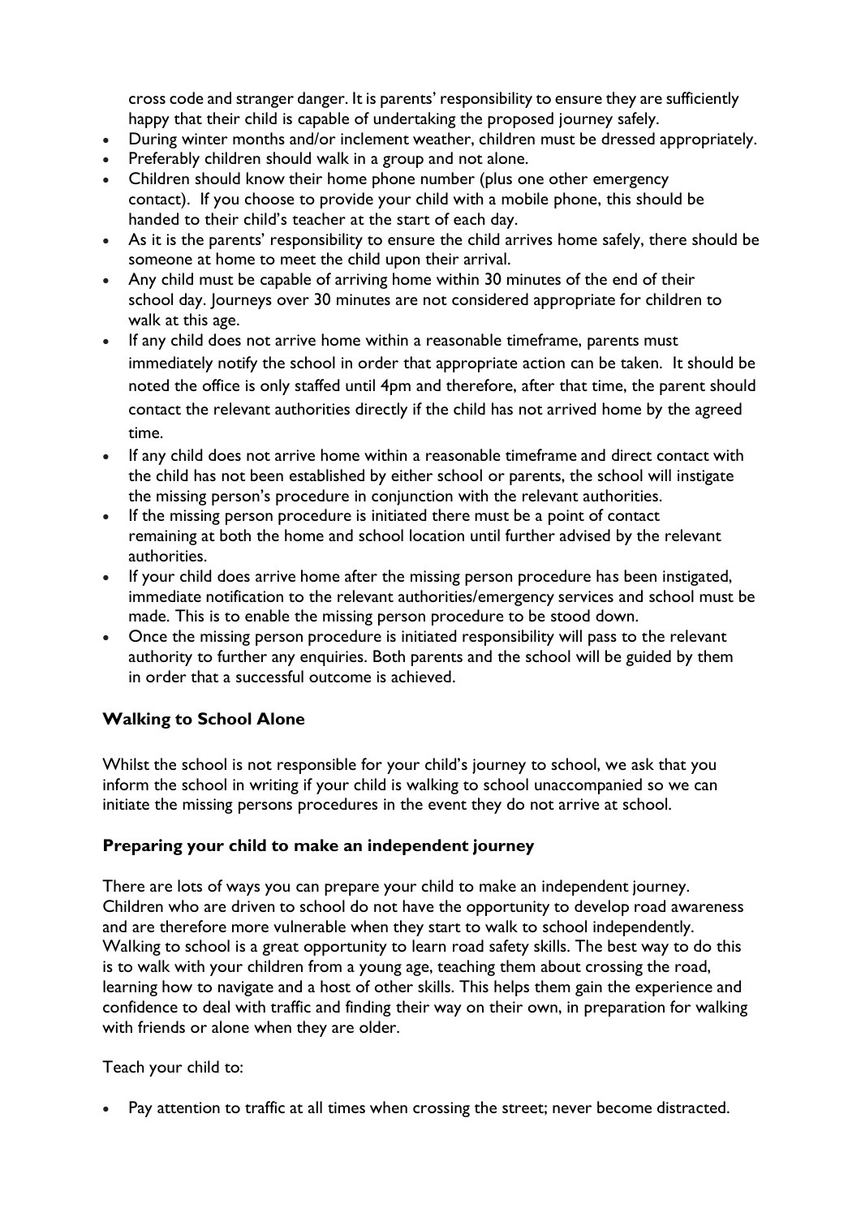cross code and stranger danger. It is parents' responsibility to ensure they are sufficiently happy that their child is capable of undertaking the proposed journey safely.

- During winter months and/or inclement weather, children must be dressed appropriately.
- Preferably children should walk in a group and not alone.
- Children should know their home phone number (plus one other emergency contact). If you choose to provide your child with a mobile phone, this should be handed to their child's teacher at the start of each day.
- As it is the parents' responsibility to ensure the child arrives home safely, there should be someone at home to meet the child upon their arrival.
- Any child must be capable of arriving home within 30 minutes of the end of their school day. Journeys over 30 minutes are not considered appropriate for children to walk at this age.
- If any child does not arrive home within a reasonable timeframe, parents must immediately notify the school in order that appropriate action can be taken. It should be noted the office is only staffed until 4pm and therefore, after that time, the parent should contact the relevant authorities directly if the child has not arrived home by the agreed time.
- If any child does not arrive home within a reasonable timeframe and direct contact with the child has not been established by either school or parents, the school will instigate the missing person's procedure in conjunction with the relevant authorities.
- If the missing person procedure is initiated there must be a point of contact remaining at both the home and school location until further advised by the relevant authorities.
- If your child does arrive home after the missing person procedure has been instigated, immediate notification to the relevant authorities/emergency services and school must be made. This is to enable the missing person procedure to be stood down.
- Once the missing person procedure is initiated responsibility will pass to the relevant authority to further any enquiries. Both parents and the school will be guided by them in order that a successful outcome is achieved.

**Walking to School Alone**

Whilst the school is not responsible for your child's journey to school, we ask that you inform the school in writing if your child is walking to school unaccompanied so we can initiate the missing persons procedures in the event they do not arrive at school.

**Preparing your child to make an independent journey**

There are lots of ways you can prepare your child to make an independent journey. Children who are driven to school do not have the opportunity to develop road awareness and are therefore more vulnerable when they start to walk to school independently. Walking to school is a great opportunity to learn road safety skills. The best way to do this is to walk with your children from a young age, teaching them about crossing the road, learning how to navigate and a host of other skills. This helps them gain the experience and confidence to deal with traffic and finding their way on their own, in preparation for walking with friends or alone when they are older.

Teach your child to:

- Pay attention to traffic at all times when crossing the street; never become distracted.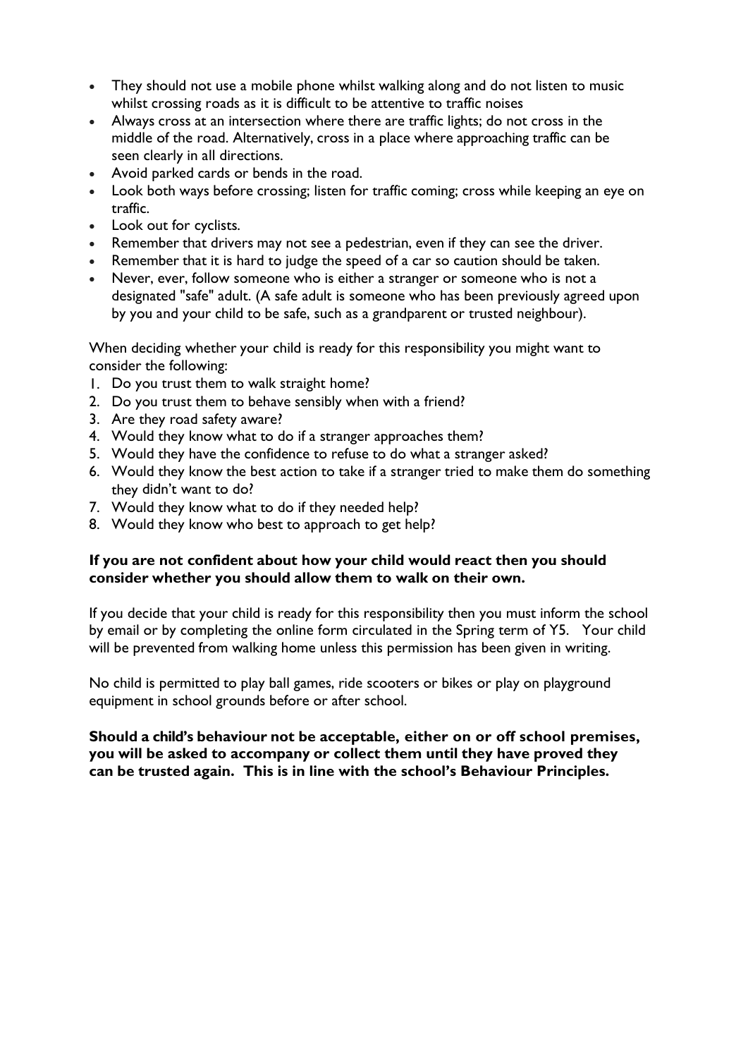- They should not use a mobile phone whilst walking along and do not listen to music whilst crossing roads as it is difficult to be attentive to traffic noises
- Always cross at an intersection where there are traffic lights; do not cross in the middle of the road. Alternatively, cross in a place where approaching traffic can be seen clearly in all directions.
- Avoid parked cards or bends in the road.
- Look both ways before crossing; listen for traffic coming; cross while keeping an eye on traffic.
- Look out for cyclists.
- Remember that drivers may not see a pedestrian, even if they can see the driver.
- Remember that it is hard to judge the speed of a car so caution should be taken.
- Never, ever, follow someone who is either a stranger or someone who is not a designated "safe" adult. (A safe adult is someone who has been previously agreed upon by you and your child to be safe, such as a grandparent or trusted neighbour).

When deciding whether your child is ready for this responsibility you might want to consider the following:

1. Do you trust them to walk straight home?
2. Do you trust them to behave sensibly when with a friend?
3. Are they road safety aware?
4. Would they know what to do if a stranger approaches them?
5. Would they have the confidence to refuse to do what a stranger asked?
6. Would they know the best action to take if a stranger tried to make them do something they didn't want to do?
7. Would they know what to do if they needed help?
8. Would they know who best to approach to get help?

**If you are not confident about how your child would react then you should consider whether you should allow them to walk on their own.**

If you decide that your child is ready for this responsibility then you must inform the school by email or by completing the online form circulated in the Spring term of Y5. Your child will be prevented from walking home unless this permission has been given in writing.

No child is permitted to play ball games, ride scooters or bikes or play on playground equipment in school grounds before or after school.

**Should a child's behaviour not be acceptable, either on or off school premises, you will be asked to accompany or collect them until they have proved they can be trusted again. This is in line with the school's Behaviour Principles.**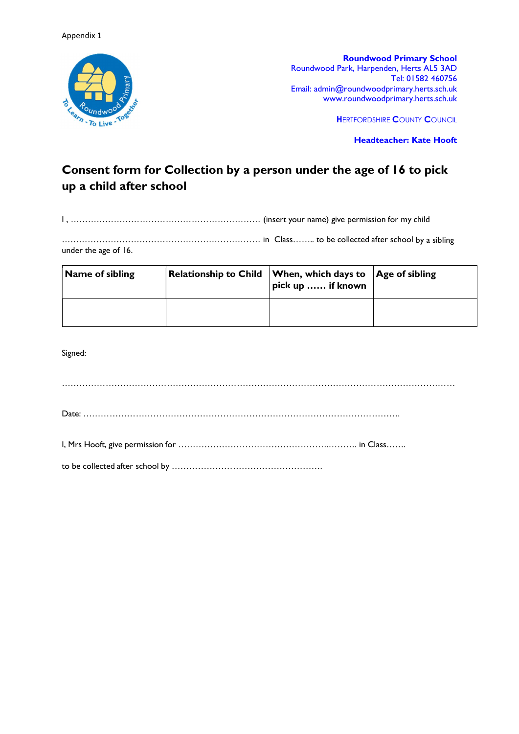Appendix 1

**Roundwood Primary School**
Roundwood Park, Harpenden, Herts AL5 3AD
Tel: 01582 460756
Email: admin@roundwoodprimary.herts.sch.uk
www.roundwoodprimary.herts.sch.uk

HERTFORDSHIRE COUNTY COUNCIL

**Headteacher: Kate Hooft**

# Consent form for Collection by a person under the age of 16 to pick up a child after school

I , ………………………………………………………… (insert your name) give permission for my child

…………………………………………………………… in Class…….. to be collected after school by a sibling under the age of 16.

| Name of sibling | Relationship to Child | When, which days to pick up …… if known | Age of sibling |
|---|---|---|---|
| | | | |

Signed:

……………………………………………………………………………………………………………………

Date: ……………………………………………………………………………………………

I, Mrs Hooft, give permission for …………………………………………..………. in Class…….

to be collected after school by ……………………………………………